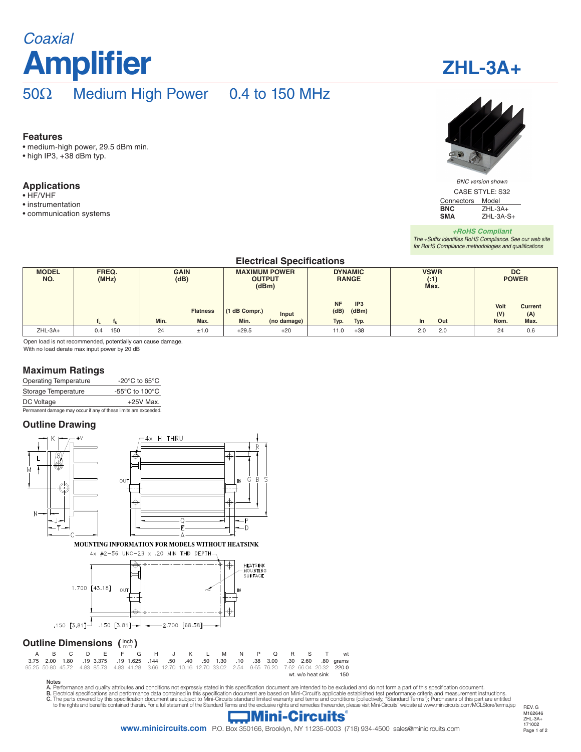# Coaxial

# Amplifier

# ZHL-3A+

## 50Ω Medium High Power 0.4 to 150 MHz

### Features
- medium-high power, 29.5 dBm min.
- high IP3, +38 dBm typ.

### Applications
- HF/VHF
- instrumentation
- communication systems

*BNC version shown*

CASE STYLE: S32

| Connectors | Model |
|---|---|
| **BNC** | ZHL-3A+ |
| **SMA** | ZHL-3A-S+ |

***+RoHS Compliant***
*The +Suffix identifies RoHS Compliance. See our web site for RoHS Compliance methodologies and qualifications*

## Electrical Specifications

| MODEL NO. | FREQ. (MHz) | | GAIN (dB) | | MAXIMUM POWER OUTPUT (dBm) | | DYNAMIC RANGE | | VSWR (:1) Max. | | DC POWER | |
|---|---|---|---|---|---|---|---|---|---|---|---|---|
| | $f_L$ | $f_U$ | Min. | Flatness Max. | (1 dB Compr.) Min. | Input (no damage) | NF (dB) Typ. | IP3 (dBm) Typ. | In | Out | Volt (V) Nom. | Current (A) Max. |
| ZHL-3A+ | 0.4 | 150 | 24 | ±1.0 | +29.5 | +20 | 11.0 | +38 | 2.0 | 2.0 | 24 | 0.6 |

Open load is not recommended, potentially can cause damage.
With no load derate max input power by 20 dB

### Maximum Ratings

| | |
|---|---|
| Operating Temperature | -20°C to 65°C |
| Storage Temperature | -55°C to 100°C |
| DC Voltage | +25V Max. |

Permanent damage may occur if any of these limits are exceeded.

### Outline Drawing

MOUNTING INFORMATION FOR MODELS WITHOUT HEATSINK

4x #2-56 UNC-2B x .20 MIN THD DEPTH

HEATSINK MOUNTING SURFACE

1.700 [43.18] .150 [3.81] .150 [3.81] 2.700 [68.58]

### Outline Dimensions (inch / mm)

| A | B | C | D | E | F | G | H | J | K | L | M | N | P | Q | R | S | T | wt |
|---|---|---|---|---|---|---|---|---|---|---|---|---|---|---|---|---|---|---|
| 3.75 | 2.00 | 1.80 | .19 | 3.375 | .19 | 1.625 | .144 | .50 | .40 | .50 | 1.30 | .10 | .38 | 3.00 | .30 | 2.60 | .80 | grams |
| 95.25 | 50.80 | 45.72 | 4.83 | 85.73 | 4.83 | 41.28 | 3.66 | 12.70 | 10.16 | 12.70 | 33.02 | 2.54 | 9.65 | 76.20 | 7.62 | 66.04 | 20.32 | 220.0 |
| | | | | | | | | | | | | | | | | | wt. w/o heat sink | 150 |

Notes
**A.** Performance and quality attributes and conditions not expressly stated in this specification document are intended to be excluded and do not form a part of this specification document.
**B.** Electrical specifications and performance data contained in this specification document are based on Mini-Circuit's applicable established test performance criteria and measurement instructions.
**C.** The parts covered by this specification document are subject to Mini-Circuits standard limited warranty and terms and conditions (collectively, "Standard Terms"); Purchasers of this part are entitled to the rights and benefits contained therein. For a full statement of the Standard Terms and the exclusive rights and remedies thereunder, please visit Mini-Circuits' website at www.minicircuits.com/MCLStore/terms.jsp

**Mini-Circuits®**

**www.minicircuits.com** P.O. Box 350166, Brooklyn, NY 11235-0003 (718) 934-4500 sales@minicircuits.com

REV. G
M162646
ZHL-3A+
171002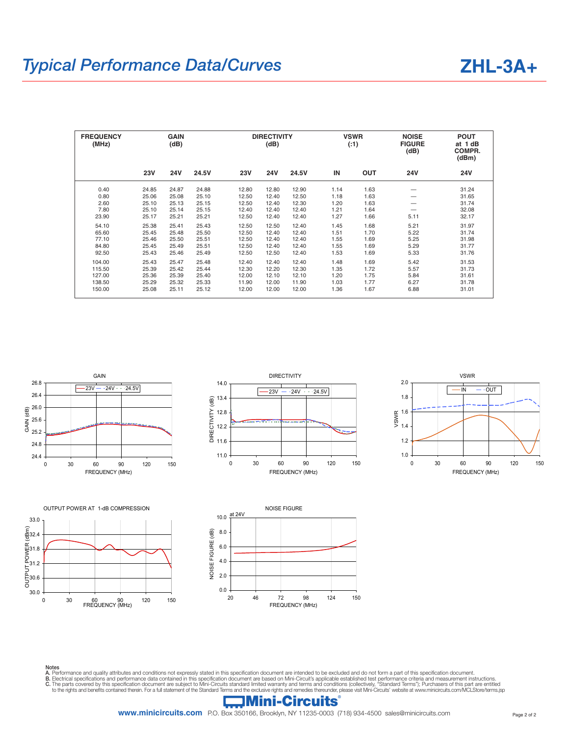# *Typical Performance Data/Curves*

**ZHL-3A+**

| FREQUENCY (MHz) | GAIN (dB) | | | DIRECTIVITY (dB) | | | VSWR (:1) | | NOISE FIGURE (dB) | POUT at 1 dB COMPR. (dBm) |
|---|---|---|---|---|---|---|---|---|---|---|
| | 23V | 24V | 24.5V | 23V | 24V | 24.5V | IN | OUT | 24V | 24V |
| 0.40 | 24.85 | 24.87 | 24.88 | 12.80 | 12.80 | 12.90 | 1.14 | 1.63 | — | 31.24 |
| 0.80 | 25.06 | 25.08 | 25.10 | 12.50 | 12.40 | 12.50 | 1.18 | 1.63 | — | 31.65 |
| 2.60 | 25.10 | 25.13 | 25.15 | 12.50 | 12.40 | 12.30 | 1.20 | 1.63 | — | 31.74 |
| 7.80 | 25.10 | 25.14 | 25.15 | 12.40 | 12.40 | 12.40 | 1.21 | 1.64 | — | 32.08 |
| 23.90 | 25.17 | 25.21 | 25.21 | 12.50 | 12.40 | 12.40 | 1.27 | 1.66 | 5.11 | 32.17 |
| 54.10 | 25.38 | 25.41 | 25.43 | 12.50 | 12.50 | 12.40 | 1.45 | 1.68 | 5.21 | 31.97 |
| 65.60 | 25.45 | 25.48 | 25.50 | 12.50 | 12.40 | 12.40 | 1.51 | 1.70 | 5.22 | 31.74 |
| 77.10 | 25.46 | 25.50 | 25.51 | 12.50 | 12.40 | 12.40 | 1.55 | 1.69 | 5.25 | 31.98 |
| 84.80 | 25.45 | 25.49 | 25.51 | 12.50 | 12.40 | 12.40 | 1.55 | 1.69 | 5.29 | 31.77 |
| 92.50 | 25.43 | 25.46 | 25.49 | 12.50 | 12.50 | 12.40 | 1.53 | 1.69 | 5.33 | 31.76 |
| 104.00 | 25.43 | 25.47 | 25.48 | 12.40 | 12.40 | 12.40 | 1.48 | 1.69 | 5.42 | 31.53 |
| 115.50 | 25.39 | 25.42 | 25.44 | 12.30 | 12.20 | 12.30 | 1.35 | 1.72 | 5.57 | 31.73 |
| 127.00 | 25.36 | 25.39 | 25.40 | 12.00 | 12.10 | 12.10 | 1.20 | 1.75 | 5.84 | 31.61 |
| 138.50 | 25.29 | 25.32 | 25.33 | 11.90 | 12.00 | 11.90 | 1.03 | 1.77 | 6.27 | 31.78 |
| 150.00 | 25.08 | 25.11 | 25.12 | 12.00 | 12.00 | 12.00 | 1.36 | 1.67 | 6.88 | 31.01 |

GAIN
GAIN (dB)
FREQUENCY (MHz)
23V 24V 24.5V

DIRECTIVITY
DIRECTIVITY (dB)
FREQUENCY (MHz)
23V 24V 24.5V

VSWR
VSWR
FREQUENCY (MHz)
IN OUT

OUTPUT POWER AT 1-dB COMPRESSION
OUTPUT POWER (dBm)
FREQUENCY (MHz)

NOISE FIGURE
at 24V
NOISE FIGURE (dB)
FREQUENCY (MHz)

Notes
A. Performance and quality attributes and conditions not expressly stated in this specification document are intended to be excluded and do not form a part of this specification document.
B. Electrical specifications and performance data contained in this specification document are based on Mini-Circuit's applicable established test performance criteria and measurement instructions.
C. The parts covered by this specification document are subject to Mini-Circuits standard limited warranty and terms and conditions (collectively, "Standard Terms"); Purchasers of this part are entitled to the rights and benefits contained therein. For a full statement of the Standard Terms and the exclusive rights and remedies thereunder, please visit Mini-Circuits' website at www.minicircuits.com/MCLStore/terms.jsp

Mini-Circuits®
www.minicircuits.com P.O. Box 350166, Brooklyn, NY 11235-0003 (718) 934-4500 sales@minicircuits.com